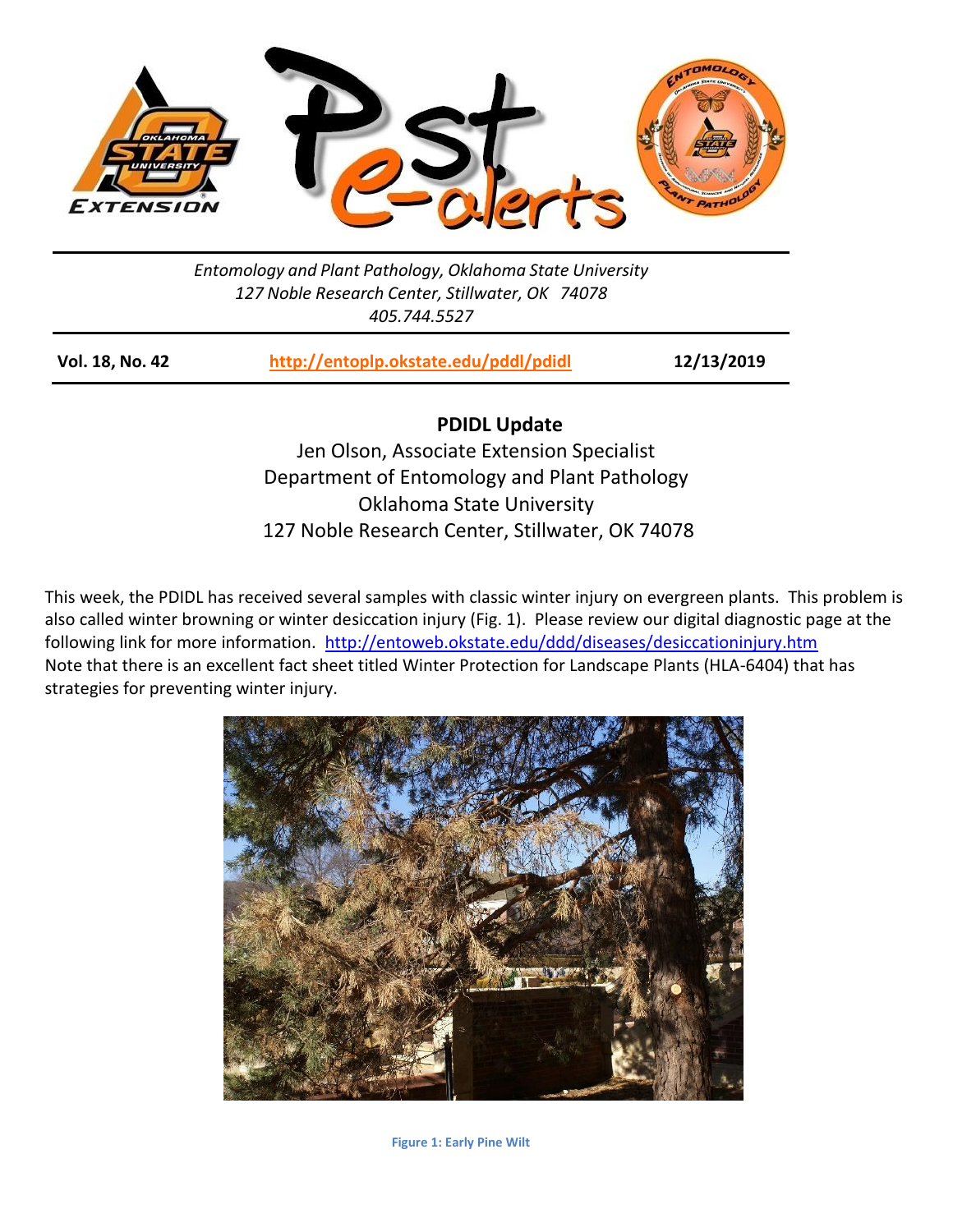Entomology and Plant Pathology, Oklahoma State University
127 Noble Research Center, Stillwater, OK 74078
405.744.5527

**Vol. 18, No. 42** | **http://entoplp.okstate.edu/pddl/pdidl** | **12/13/2019**

## PDIDL Update

Jen Olson, Associate Extension Specialist
Department of Entomology and Plant Pathology
Oklahoma State University
127 Noble Research Center, Stillwater, OK 74078

This week, the PDIDL has received several samples with classic winter injury on evergreen plants. This problem is also called winter browning or winter desiccation injury (Fig. 1). Please review our digital diagnostic page at the following link for more information. http://entoweb.okstate.edu/ddd/diseases/desiccationinjury.htm Note that there is an excellent fact sheet titled Winter Protection for Landscape Plants (HLA-6404) that has strategies for preventing winter injury.

**Figure 1: Early Pine Wilt**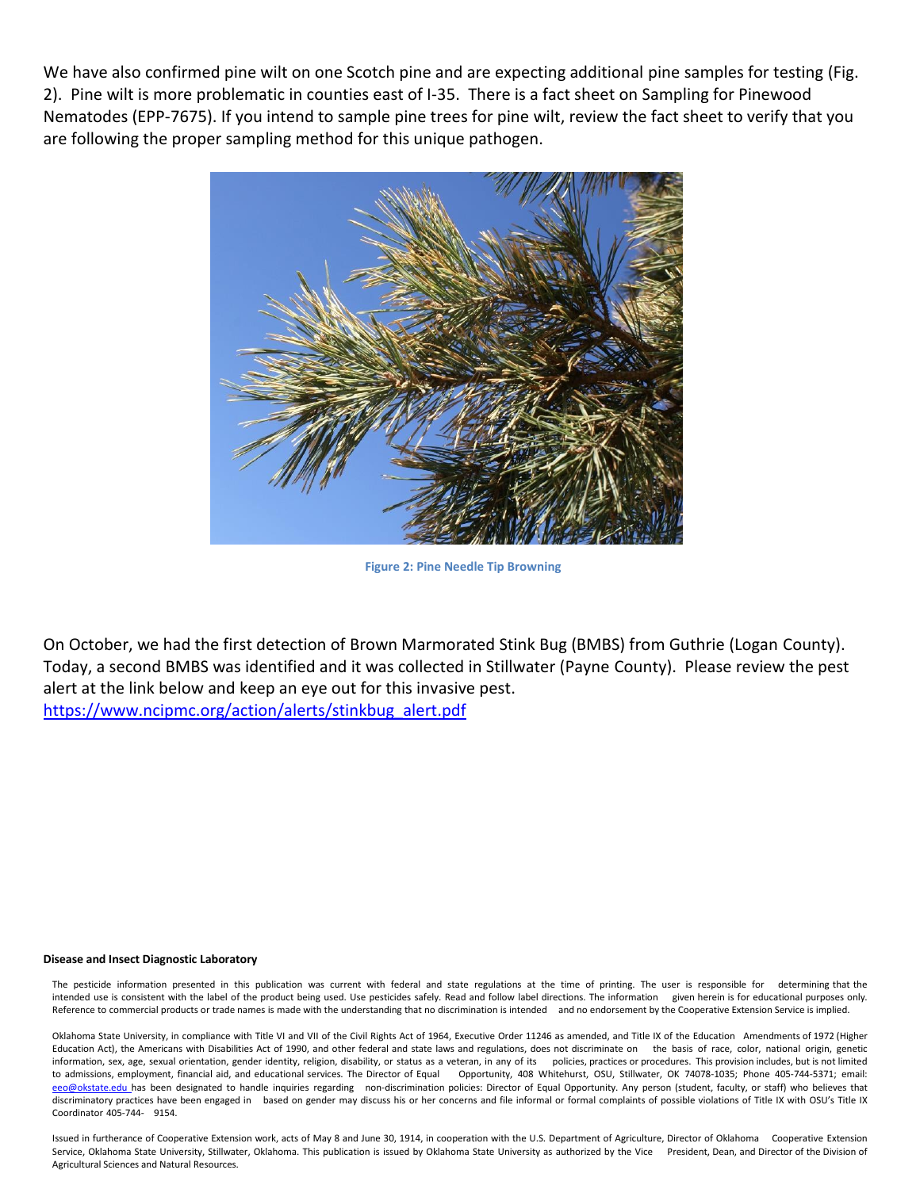We have also confirmed pine wilt on one Scotch pine and are expecting additional pine samples for testing (Fig. 2). Pine wilt is more problematic in counties east of I-35. There is a fact sheet on Sampling for Pinewood Nematodes (EPP-7675). If you intend to sample pine trees for pine wilt, review the fact sheet to verify that you are following the proper sampling method for this unique pathogen.

**Figure 2: Pine Needle Tip Browning**

On October, we had the first detection of Brown Marmorated Stink Bug (BMBS) from Guthrie (Logan County). Today, a second BMBS was identified and it was collected in Stillwater (Payne County). Please review the pest alert at the link below and keep an eye out for this invasive pest.
https://www.ncipmc.org/action/alerts/stinkbug_alert.pdf

**Disease and Insect Diagnostic Laboratory**

The pesticide information presented in this publication was current with federal and state regulations at the time of printing. The user is responsible for determining that the intended use is consistent with the label of the product being used. Use pesticides safely. Read and follow label directions. The information given herein is for educational purposes only. Reference to commercial products or trade names is made with the understanding that no discrimination is intended and no endorsement by the Cooperative Extension Service is implied.

Oklahoma State University, in compliance with Title VI and VII of the Civil Rights Act of 1964, Executive Order 11246 as amended, and Title IX of the Education Amendments of 1972 (Higher Education Act), the Americans with Disabilities Act of 1990, and other federal and state laws and regulations, does not discriminate on the basis of race, color, national origin, genetic information, sex, age, sexual orientation, gender identity, religion, disability, or status as a veteran, in any of its policies, practices or procedures. This provision includes, but is not limited to admissions, employment, financial aid, and educational services. The Director of Equal Opportunity, 408 Whitehurst, OSU, Stillwater, OK 74078-1035; Phone 405-744-5371; email: eeo@okstate.edu has been designated to handle inquiries regarding non-discrimination policies: Director of Equal Opportunity. Any person (student, faculty, or staff) who believes that discriminatory practices have been engaged in based on gender may discuss his or her concerns and file informal or formal complaints of possible violations of Title IX with OSU's Title IX Coordinator 405-744- 9154.

Issued in furtherance of Cooperative Extension work, acts of May 8 and June 30, 1914, in cooperation with the U.S. Department of Agriculture, Director of Oklahoma Cooperative Extension Service, Oklahoma State University, Stillwater, Oklahoma. This publication is issued by Oklahoma State University as authorized by the Vice President, Dean, and Director of the Division of Agricultural Sciences and Natural Resources.